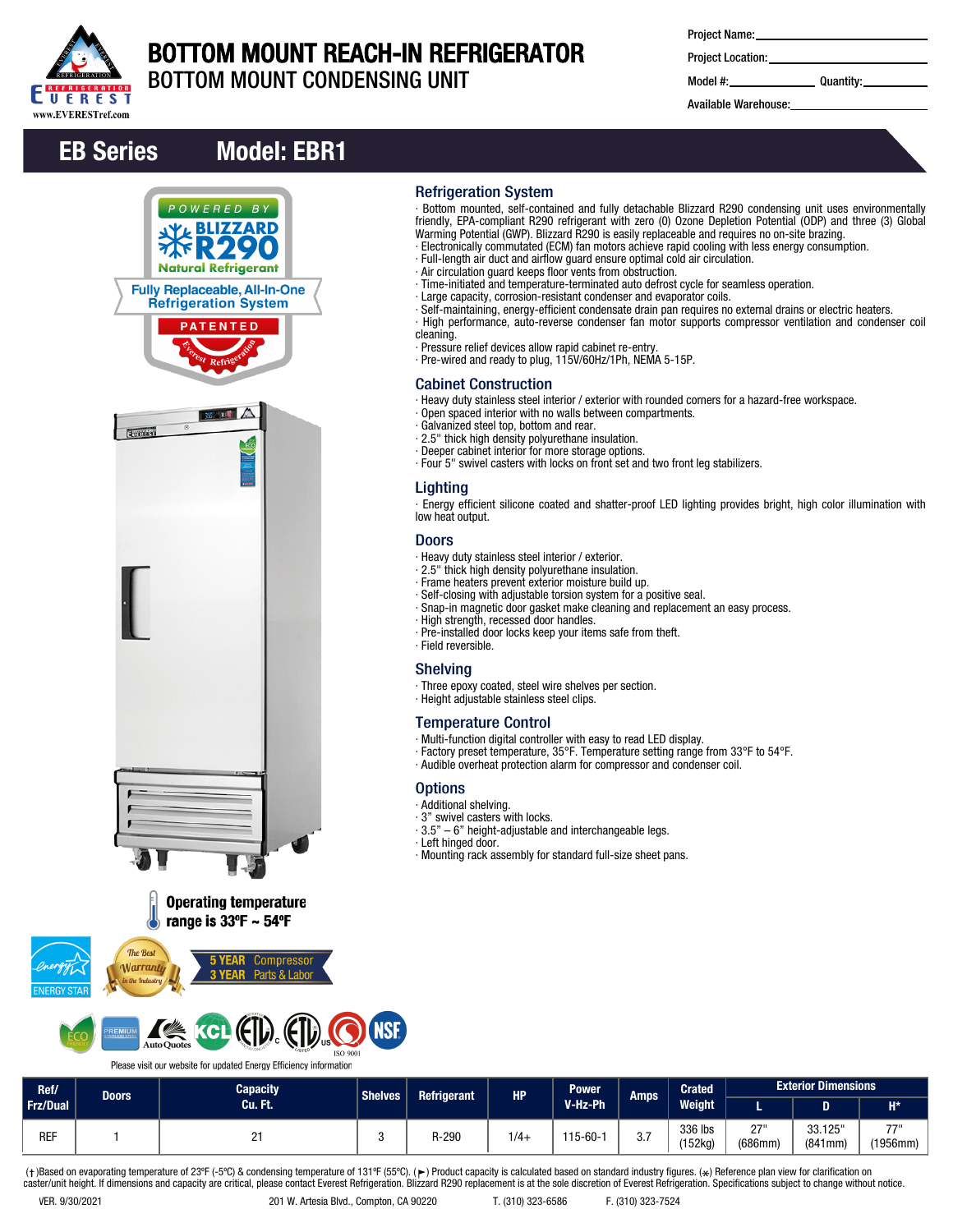# BOTTOM MOUNT REACH-IN REFRIGERATOR

## BOTTOM MOUNT CONDENSING UNIT

Project Name:

Project Location:

Model #: Quantity:

Available Warehouse:

## EB Series Model: EBR1

POWERED BY BLIZZARD R290 Natural Refrigerant

Fully Replaceable, All-In-One Refrigeration System

PATENTED

Operating temperature range is 33ºF ~ 54ºF

5 YEAR Compressor
3 YEAR Parts & Labor

Please visit our website for updated Energy Efficiency information

### Refrigeration System

- Bottom mounted, self-contained and fully detachable Blizzard R290 condensing unit uses environmentally friendly, EPA-compliant R290 refrigerant with zero (0) Ozone Depletion Potential (ODP) and three (3) Global Warming Potential (GWP). Blizzard R290 is easily replaceable and requires no on-site brazing.
- Electronically commutated (ECM) fan motors achieve rapid cooling with less energy consumption.
- Full-length air duct and airflow guard ensure optimal cold air circulation.
- Air circulation guard keeps floor vents from obstruction.
- Time-initiated and temperature-terminated auto defrost cycle for seamless operation.
- Large capacity, corrosion-resistant condenser and evaporator coils.
- Self-maintaining, energy-efficient condensate drain pan requires no external drains or electric heaters.
- High performance, auto-reverse condenser fan motor supports compressor ventilation and condenser coil cleaning.
- Pressure relief devices allow rapid cabinet re-entry.
- Pre-wired and ready to plug, 115V/60Hz/1Ph, NEMA 5-15P.

### Cabinet Construction

- Heavy duty stainless steel interior / exterior with rounded corners for a hazard-free workspace.
- Open spaced interior with no walls between compartments.
- Galvanized steel top, bottom and rear.
- 2.5" thick high density polyurethane insulation.
- Deeper cabinet interior for more storage options.
- Four 5" swivel casters with locks on front set and two front leg stabilizers.

### Lighting

- Energy efficient silicone coated and shatter-proof LED lighting provides bright, high color illumination with low heat output.

### Doors

- Heavy duty stainless steel interior / exterior.
- 2.5" thick high density polyurethane insulation.
- Frame heaters prevent exterior moisture build up.
- Self-closing with adjustable torsion system for a positive seal.
- Snap-in magnetic door gasket make cleaning and replacement an easy process.
- High strength, recessed door handles.
- Pre-installed door locks keep your items safe from theft.
- Field reversible.

### Shelving

- Three epoxy coated, steel wire shelves per section.
- Height adjustable stainless steel clips.

### Temperature Control

- Multi-function digital controller with easy to read LED display.
- Factory preset temperature, 35°F. Temperature setting range from 33°F to 54°F.
- Audible overheat protection alarm for compressor and condenser coil.

### Options

- Additional shelving.
- 3" swivel casters with locks.
- 3.5" – 6" height-adjustable and interchangeable legs.
- Left hinged door.
- Mounting rack assembly for standard full-size sheet pans.

| Ref/ Frz/Dual | Doors | Capacity Cu. Ft. | Shelves | Refrigerant | HP | Power V-Hz-Ph | Amps | Crated Weight | Exterior Dimensions | | |
|---|---|---|---|---|---|---|---|---|---|---|---|
| | | | | | | | | | L | D | H* |
| REF | 1 | 21 | 3 | R-290 | 1/4+ | 115-60-1 | 3.7 | 336 lbs (152kg) | 27" (686mm) | 33.125" (841mm) | 77" (1956mm) |

(†)Based on evaporating temperature of 23ºF (-5ºC) & condensing temperature of 131ºF (55ºC). (►) Product capacity is calculated based on standard industry figures. (*) Reference plan view for clarification on caster/unit height. If dimensions and capacity are critical, please contact Everest Refrigeration. Blizzard R290 replacement is at the sole discretion of Everest Refrigeration. Specifications subject to change without notice.

VER. 9/30/2021 201 W. Artesia Blvd., Compton, CA 90220 T. (310) 323-6586 F. (310) 323-7524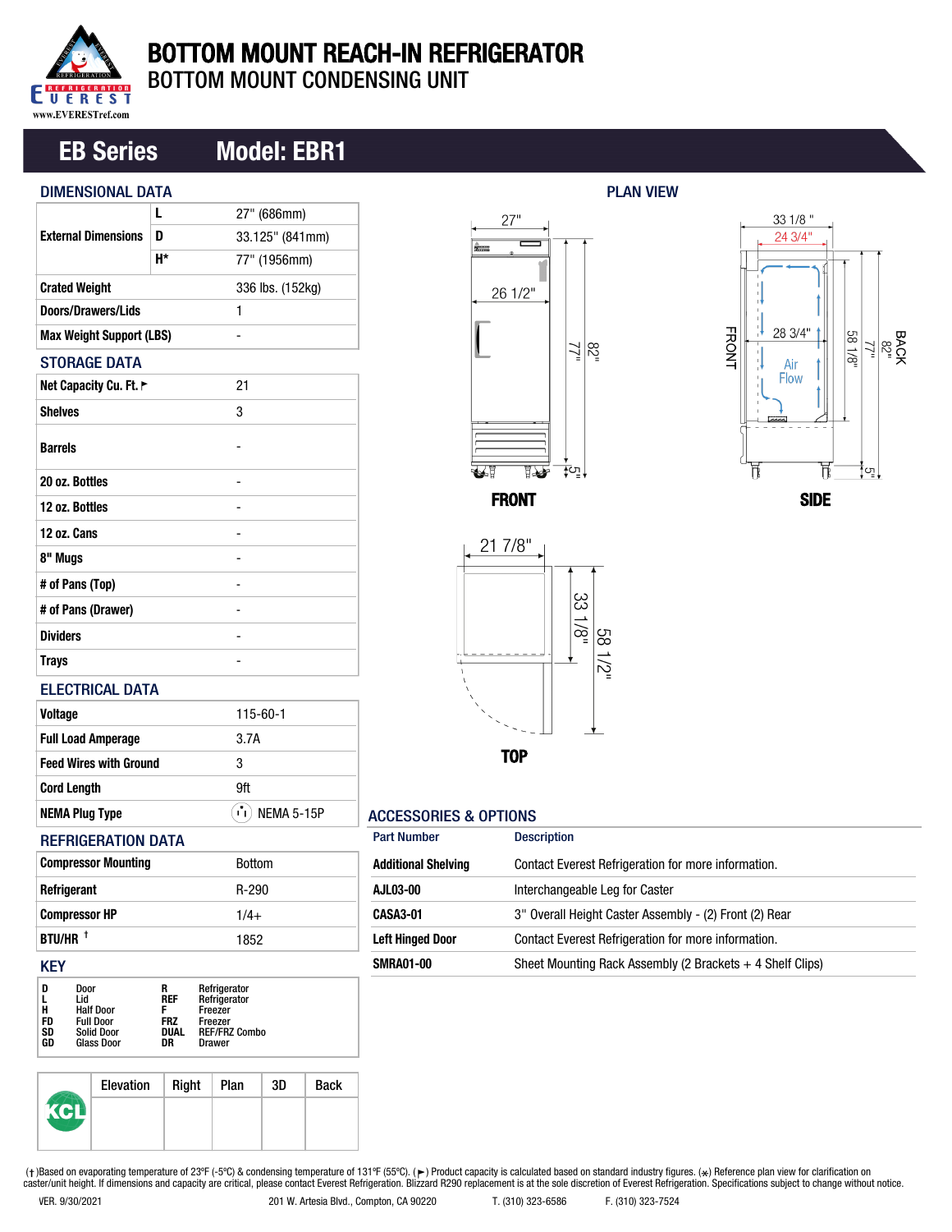# BOTTOM MOUNT REACH-IN REFRIGERATOR

BOTTOM MOUNT CONDENSING UNIT

www.EVERESTref.com

## EB Series Model: EBR1

### DIMENSIONAL DATA

| | | |
|---|---|---|
| External Dimensions | L | 27" (686mm) |
| | D | 33.125" (841mm) |
| | H* | 77" (1956mm) |
| Crated Weight | | 336 lbs. (152kg) |
| Doors/Drawers/Lids | | 1 |
| Max Weight Support (LBS) | | - |

### STORAGE DATA

| | |
|---|---|
| Net Capacity Cu. Ft. ► | 21 |
| Shelves | 3 |
| Barrels | - |
| 20 oz. Bottles | - |
| 12 oz. Bottles | - |
| 12 oz. Cans | - |
| 8" Mugs | - |
| # of Pans (Top) | - |
| # of Pans (Drawer) | - |
| Dividers | - |
| Trays | - |

### ELECTRICAL DATA

| | |
|---|---|
| Voltage | 115-60-1 |
| Full Load Amperage | 3.7A |
| Feed Wires with Ground | 3 |
| Cord Length | 9ft |
| NEMA Plug Type | NEMA 5-15P |

### REFRIGERATION DATA

| | |
|---|---|
| Compressor Mounting | Bottom |
| Refrigerant | R-290 |
| Compressor HP | 1/4+ |
| BTU/HR † | 1852 |

### KEY

| | | | |
|---|---|---|---|
| D | Door | R | Refrigerator |
| L | Lid | REF | Refrigerator |
| H | Half Door | F | Freezer |
| FD | Full Door | FRZ | Freezer |
| SD | Solid Door | DUAL | REF/FRZ Combo |
| GD | Glass Door | DR | Drawer |

| KCL | Elevation | Right | Plan | 3D | Back |
|---|---|---|---|---|---|
| | | | | | |

### PLAN VIEW

FRONT: 27", 26 1/2", 77", 82", 5"

SIDE: 33 1/8", 24 3/4", 28 3/4", Air Flow, FRONT, BACK, 58 1/8", 77", 82", 5"

TOP: 21 7/8", 33 1/8", 58 1/2"

### ACCESSORIES & OPTIONS

| Part Number | Description |
|---|---|
| Additional Shelving | Contact Everest Refrigeration for more information. |
| AJL03-00 | Interchangeable Leg for Caster |
| CASA3-01 | 3" Overall Height Caster Assembly - (2) Front (2) Rear |
| Left Hinged Door | Contact Everest Refrigeration for more information. |
| SMRA01-00 | Sheet Mounting Rack Assembly (2 Brackets + 4 Shelf Clips) |

(†)Based on evaporating temperature of 23ºF (-5ºC) & condensing temperature of 131ºF (55ºC). (►) Product capacity is calculated based on standard industry figures. (*) Reference plan view for clarification on caster/unit height. If dimensions and capacity are critical, please contact Everest Refrigeration. Blizzard R290 replacement is at the sole discretion of Everest Refrigeration. Specifications subject to change without notice.

VER. 9/30/2021 201 W. Artesia Blvd., Compton, CA 90220 T. (310) 323-6586 F. (310) 323-7524